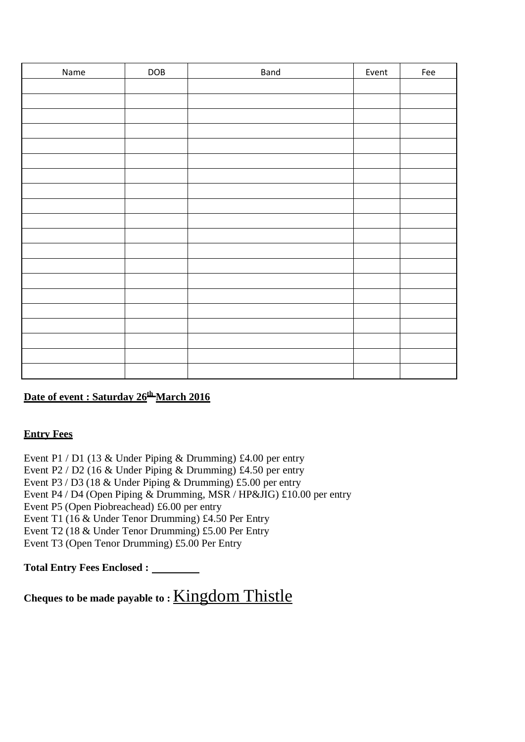| Name | DOB | Band | Event | Fee |
|---|---|---|---|---|
| | | | | |
| | | | | |
| | | | | |
| | | | | |
| | | | | |
| | | | | |
| | | | | |
| | | | | |
| | | | | |
| | | | | |
| | | | | |
| | | | | |
| | | | | |
| | | | | |
| | | | | |
| | | | | |
| | | | | |
| | | | | |
| | | | | |
| | | | | |

**Date of event : Saturday 26th March 2016**

**Entry Fees**

Event P1 / D1 (13 & Under Piping & Drumming) £4.00 per entry
Event P2 / D2 (16 & Under Piping & Drumming) £4.50 per entry
Event P3 / D3 (18 & Under Piping & Drumming) £5.00 per entry
Event P4 / D4 (Open Piping & Drumming, MSR / HP&JIG) £10.00 per entry
Event P5 (Open Piobreachead) £6.00 per entry
Event T1 (16 & Under Tenor Drumming) £4.50 Per Entry
Event T2 (18 & Under Tenor Drumming) £5.00 Per Entry
Event T3 (Open Tenor Drumming) £5.00 Per Entry

**Total Entry Fees Enclosed :** _________

**Cheques to be made payable to :** Kingdom Thistle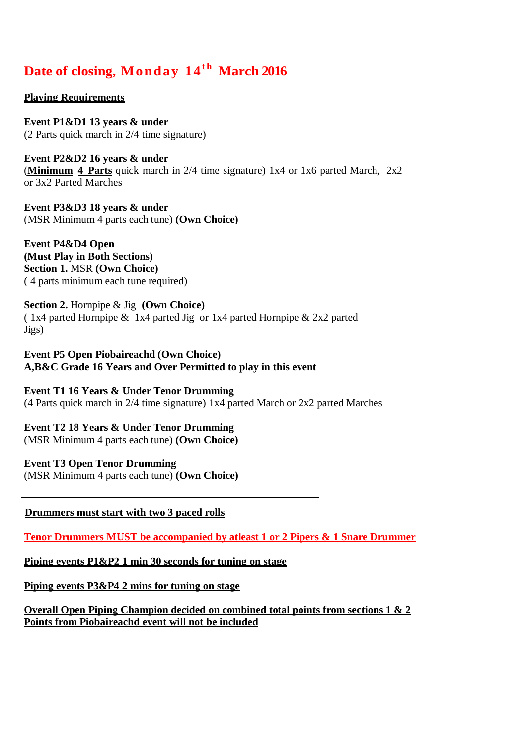# Date of closing, Monday 14th March 2016

**Playing Requirements**

**Event P1&D1 13 years & under**
(2 Parts quick march in 2/4 time signature)

**Event P2&D2 16 years & under**
(**Minimum 4 Parts** quick march in 2/4 time signature) 1x4 or 1x6 parted March, 2x2 or 3x2 Parted Marches

**Event P3&D3 18 years & under**
(MSR Minimum 4 parts each tune) **(Own Choice)**

**Event P4&D4 Open**
**(Must Play in Both Sections)**
**Section 1.** MSR **(Own Choice)**
( 4 parts minimum each tune required)

**Section 2.** Hornpipe & Jig **(Own Choice)**
( 1x4 parted Hornpipe & 1x4 parted Jig or 1x4 parted Hornpipe & 2x2 parted Jigs)

**Event P5 Open Piobaireachd (Own Choice)**
**A,B&C Grade 16 Years and Over Permitted to play in this event**

**Event T1 16 Years & Under Tenor Drumming**
(4 Parts quick march in 2/4 time signature) 1x4 parted March or 2x2 parted Marches

**Event T2 18 Years & Under Tenor Drumming**
(MSR Minimum 4 parts each tune) **(Own Choice)**

**Event T3 Open Tenor Drumming**
(MSR Minimum 4 parts each tune) **(Own Choice)**

---

**Drummers must start with two 3 paced rolls**

**Tenor Drummers MUST be accompanied by atleast 1 or 2 Pipers & 1 Snare Drummer**

**Piping events P1&P2 1 min 30 seconds for tuning on stage**

**Piping events P3&P4 2 mins for tuning on stage**

**Overall Open Piping Champion decided on combined total points from sections 1 & 2**
**Points from Piobaireachd event will not be included**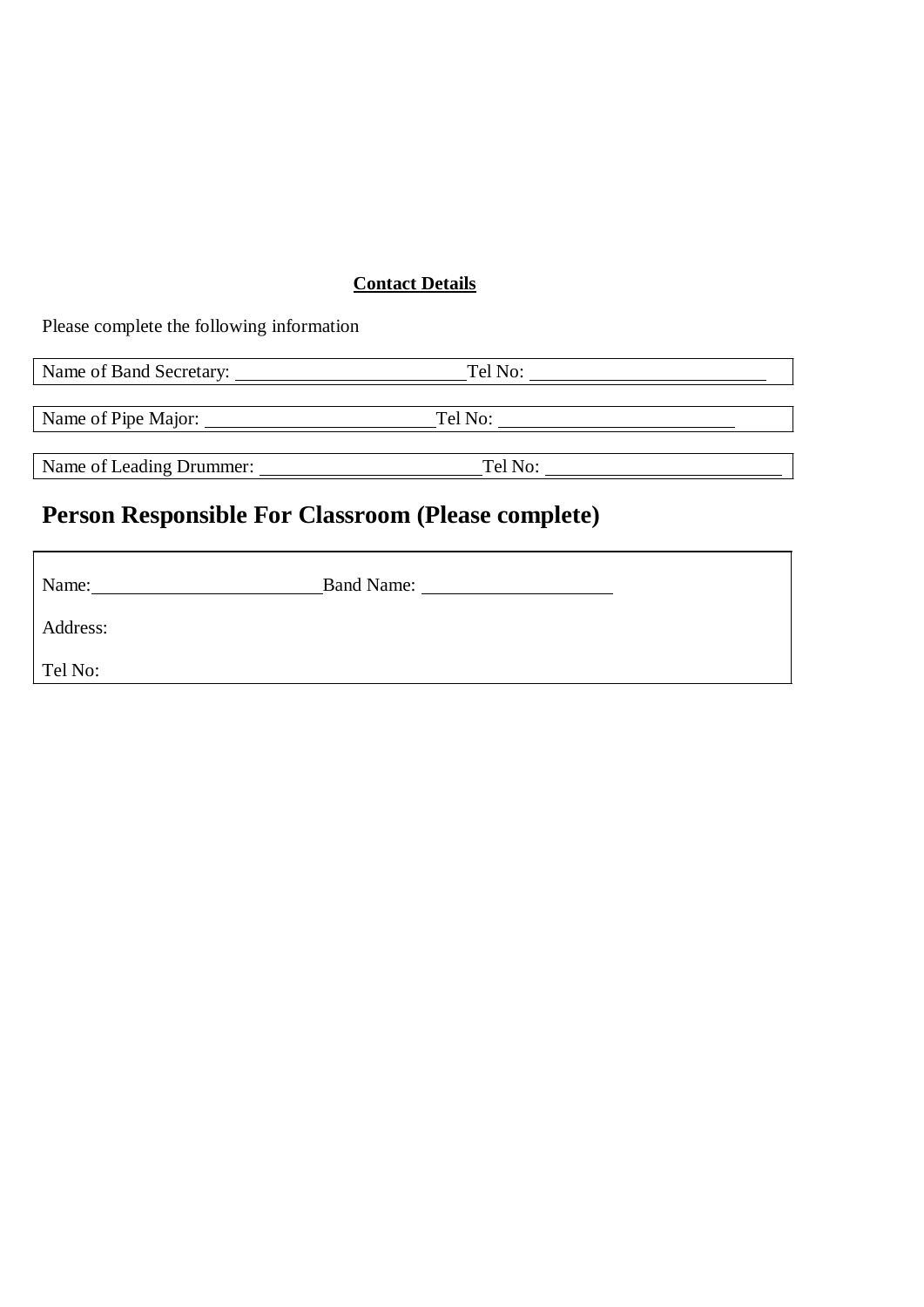**Contact Details**

Please complete the following information

Name of Band Secretary: ________________________ Tel No: ________________________

Name of Pipe Major: ________________________ Tel No: ________________________

Name of Leading Drummer: ________________________ Tel No: ________________________

## Person Responsible For Classroom (Please complete)

Name: ________________________ Band Name: ____________________

Address:

Tel No: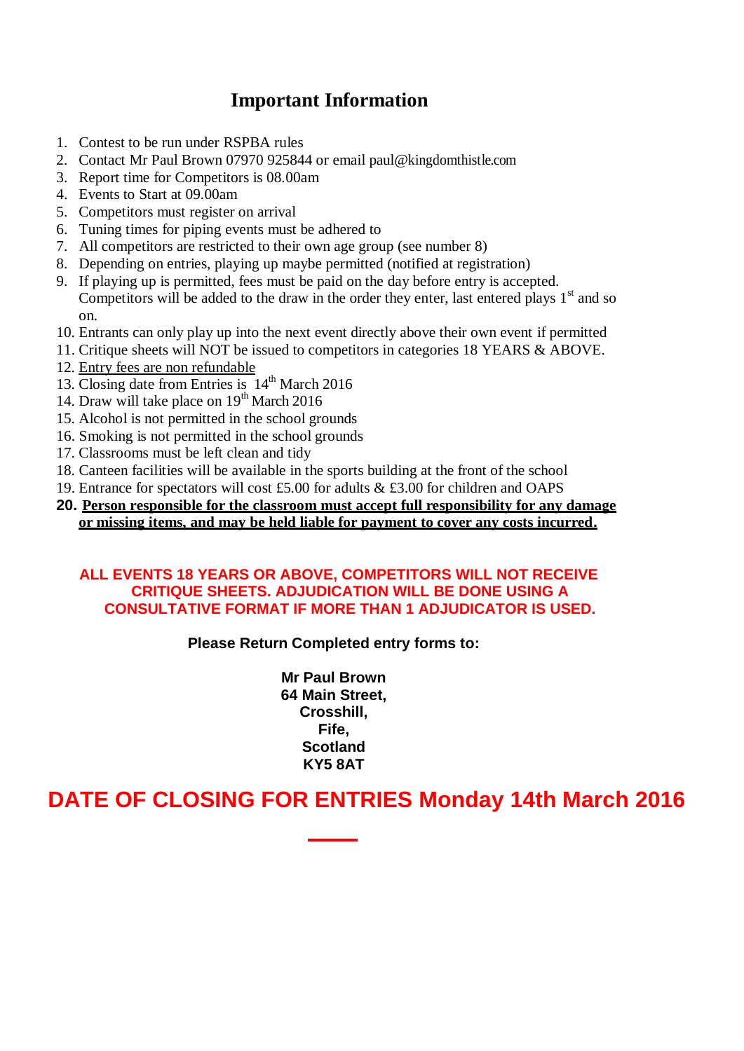# Important Information

1. Contest to be run under RSPBA rules
2. Contact Mr Paul Brown 07970 925844 or email paul@kingdomthistle.com
3. Report time for Competitors is 08.00am
4. Events to Start at 09.00am
5. Competitors must register on arrival
6. Tuning times for piping events must be adhered to
7. All competitors are restricted to their own age group (see number 8)
8. Depending on entries, playing up maybe permitted (notified at registration)
9. If playing up is permitted, fees must be paid on the day before entry is accepted. Competitors will be added to the draw in the order they enter, last entered plays 1st and so on.
10. Entrants can only play up into the next event directly above their own event if permitted
11. Critique sheets will NOT be issued to competitors in categories 18 YEARS & ABOVE.
12. Entry fees are non refundable
13. Closing date from Entries is 14th March 2016
14. Draw will take place on 19th March 2016
15. Alcohol is not permitted in the school grounds
16. Smoking is not permitted in the school grounds
17. Classrooms must be left clean and tidy
18. Canteen facilities will be available in the sports building at the front of the school
19. Entrance for spectators will cost £5.00 for adults & £3.00 for children and OAPS
20. **Person responsible for the classroom must accept full responsibility for any damage or missing items, and may be held liable for payment to cover any costs incurred.**

**ALL EVENTS 18 YEARS OR ABOVE, COMPETITORS WILL NOT RECEIVE CRITIQUE SHEETS. ADJUDICATION WILL BE DONE USING A CONSULTATIVE FORMAT IF MORE THAN 1 ADJUDICATOR IS USED.**

**Please Return Completed entry forms to:**

**Mr Paul Brown**
**64 Main Street,**
**Crosshill,**
**Fife,**
**Scotland**
**KY5 8AT**

## DATE OF CLOSING FOR ENTRIES Monday 14th March 2016